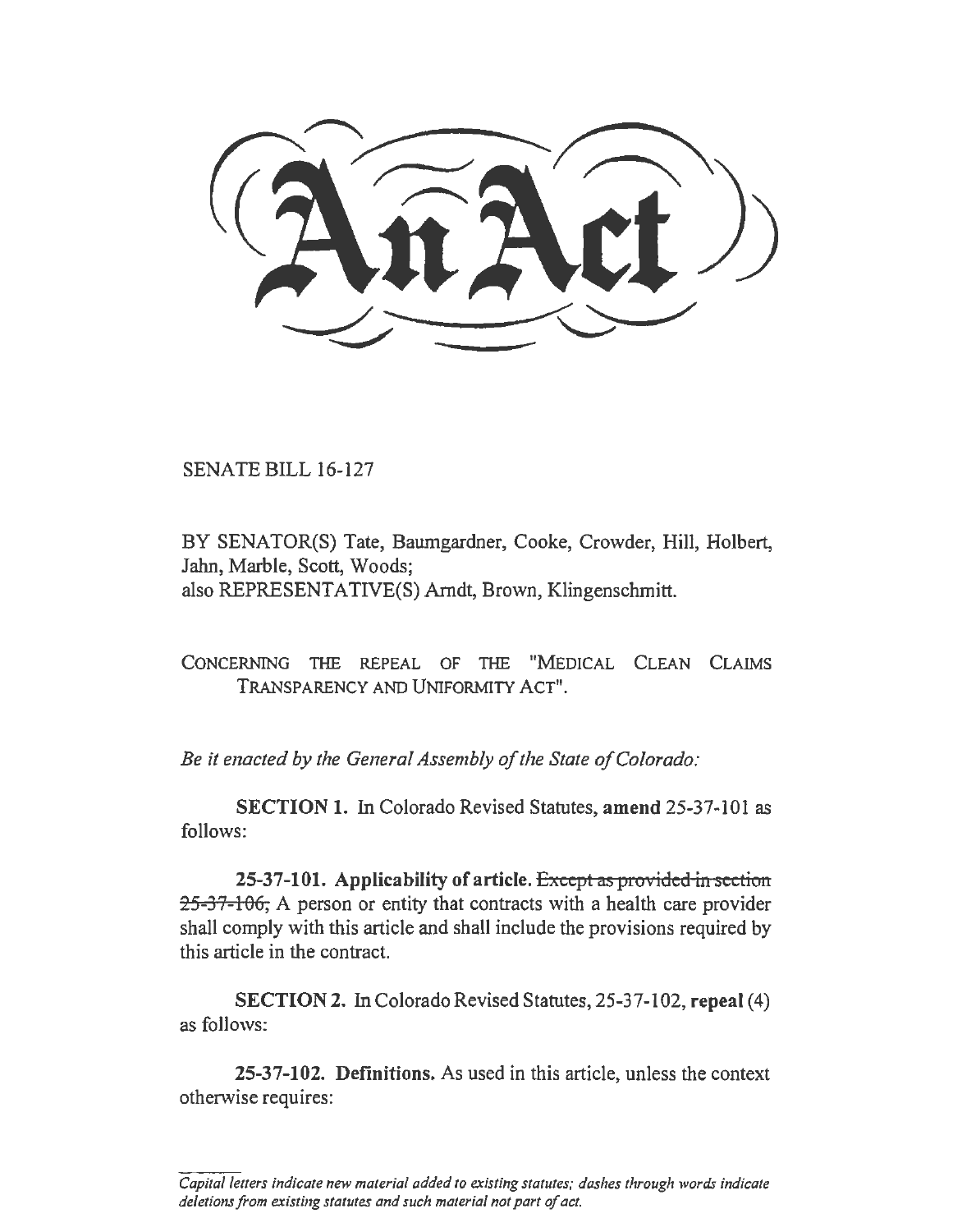# An Act

SENATE BILL 16-127

BY SENATOR(S) Tate, Baumgardner, Cooke, Crowder, Hill, Holbert, Jahn, Marble, Scott, Woods;
also REPRESENTATIVE(S) Arndt, Brown, Klingenschmitt.

CONCERNING THE REPEAL OF THE "MEDICAL CLEAN CLAIMS TRANSPARENCY AND UNIFORMITY ACT".

*Be it enacted by the General Assembly of the State of Colorado:*

**SECTION 1.** In Colorado Revised Statutes, **amend** 25-37-101 as follows:

**25-37-101. Applicability of article.** ~~Except as provided in section 25-37-106,~~ A person or entity that contracts with a health care provider shall comply with this article and shall include the provisions required by this article in the contract.

**SECTION 2.** In Colorado Revised Statutes, 25-37-102, **repeal** (4) as follows:

**25-37-102. Definitions.** As used in this article, unless the context otherwise requires:

*Capital letters indicate new material added to existing statutes; dashes through words indicate deletions from existing statutes and such material not part of act.*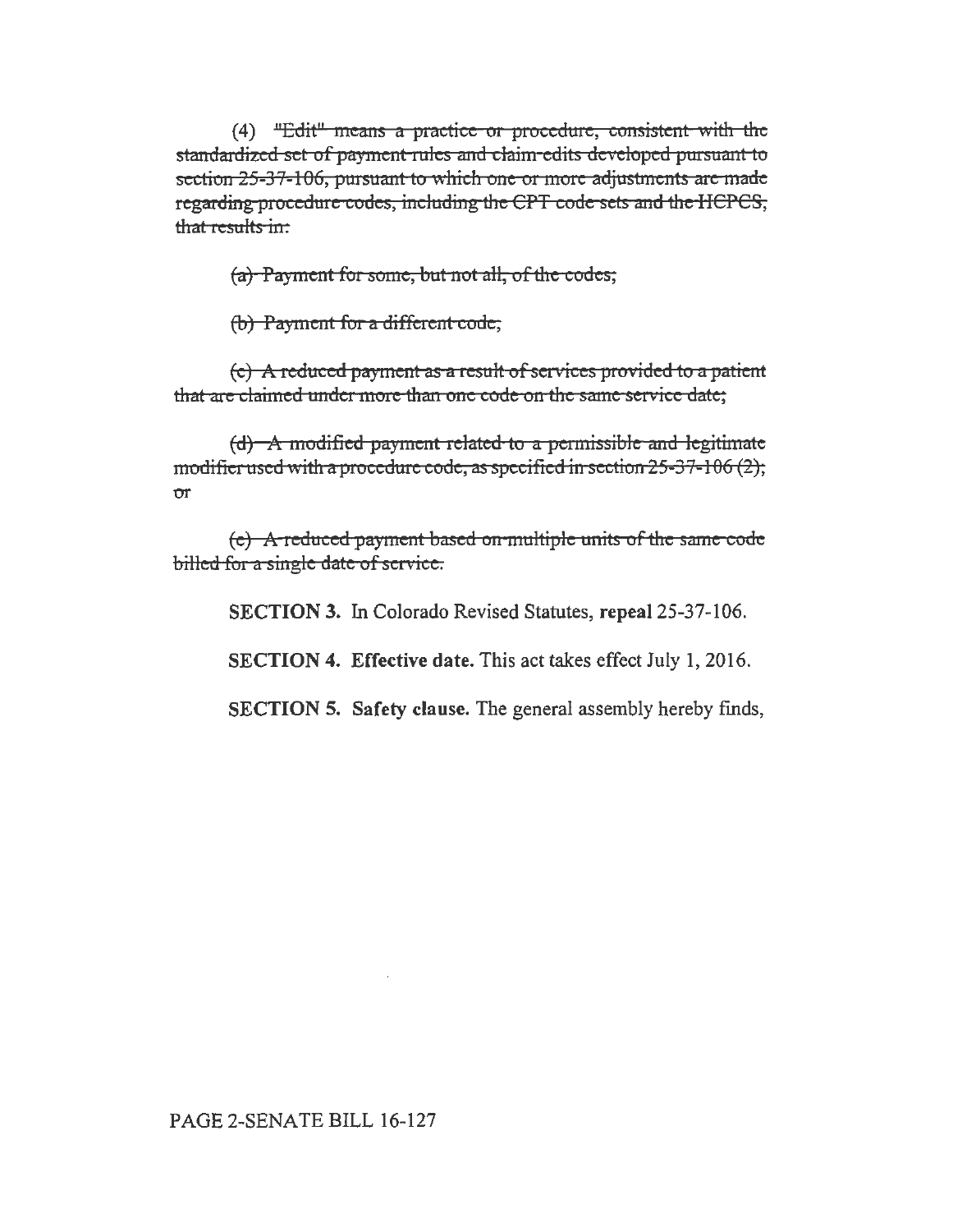(4) ~~"Edit" means a practice or procedure, consistent with the standardized set of payment rules and claim edits developed pursuant to section 25-37-106, pursuant to which one or more adjustments are made regarding procedure codes, including the CPT code sets and the HCPCS, that results in:~~

~~(a) Payment for some, but not all, of the codes;~~

~~(b) Payment for a different code;~~

~~(c) A reduced payment as a result of services provided to a patient that are claimed under more than one code on the same service date;~~

~~(d) A modified payment related to a permissible and legitimate modifier used with a procedure code, as specified in section 25-37-106 (2); or~~

~~(e) A reduced payment based on multiple units of the same code billed for a single date of service.~~

**SECTION 3.** In Colorado Revised Statutes, **repeal** 25-37-106.

**SECTION 4. Effective date.** This act takes effect July 1, 2016.

**SECTION 5. Safety clause.** The general assembly hereby finds,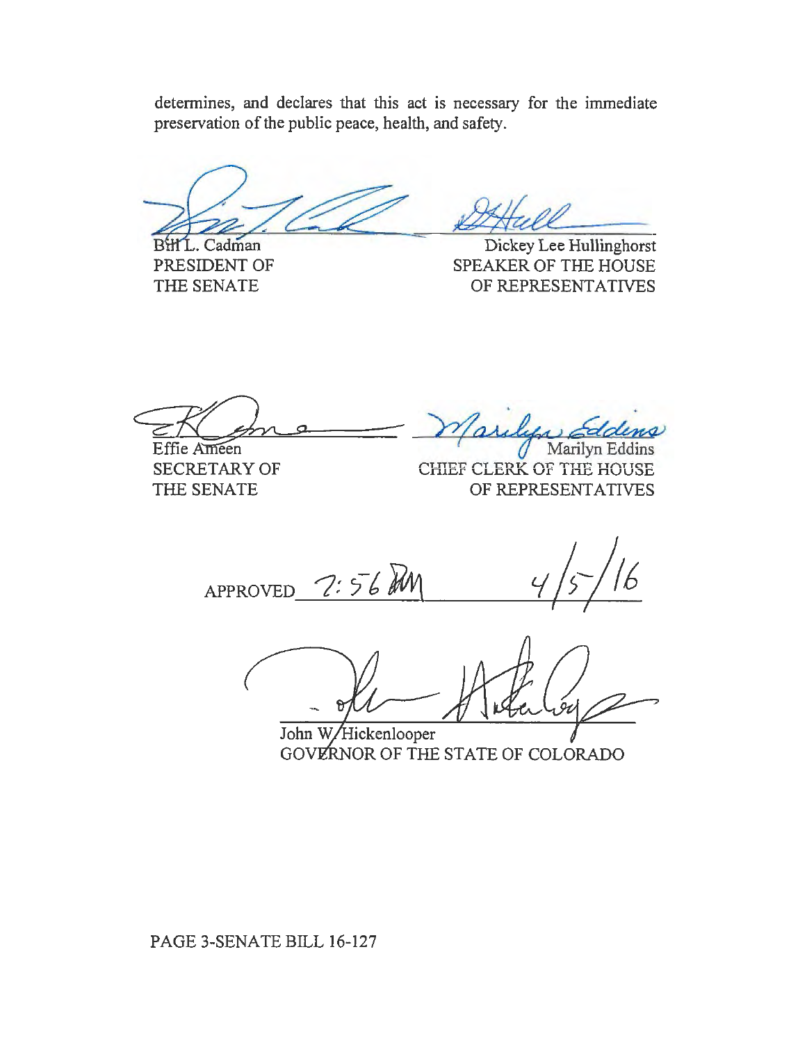determines, and declares that this act is necessary for the immediate preservation of the public peace, health, and safety.

Bill L. Cadman
PRESIDENT OF
THE SENATE

Dickey Lee Hullinghorst
SPEAKER OF THE HOUSE
OF REPRESENTATIVES

Effie Ameen
SECRETARY OF
THE SENATE

Marilyn Eddins
CHIEF CLERK OF THE HOUSE
OF REPRESENTATIVES

APPROVED 2:56 PM 4/5/16

John W. Hickenlooper
GOVERNOR OF THE STATE OF COLORADO

PAGE 3-SENATE BILL 16-127